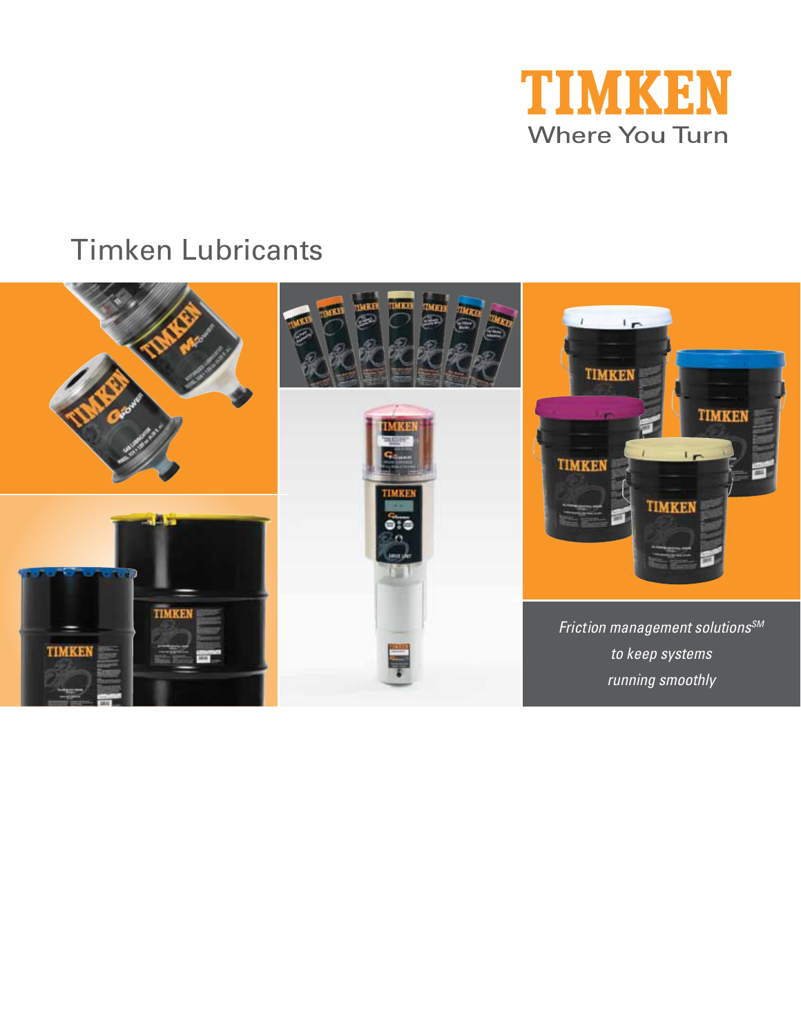TIMKEN

Where You Turn

# Timken Lubricants

*Friction management solutions[SM] to keep systems running smoothly*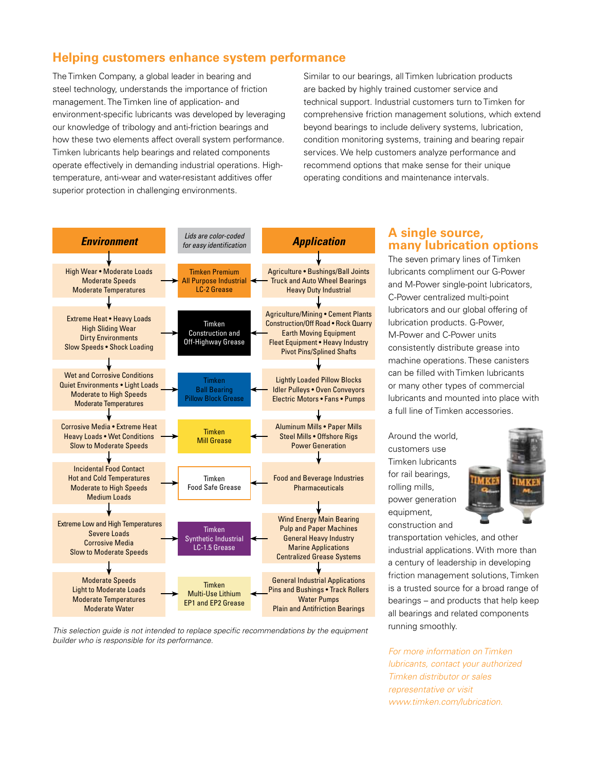## Helping customers enhance system performance

The Timken Company, a global leader in bearing and steel technology, understands the importance of friction management. The Timken line of application- and environment-specific lubricants was developed by leveraging our knowledge of tribology and anti-friction bearings and how these two elements affect overall system performance. Timken lubricants help bearings and related components operate effectively in demanding industrial operations. High-temperature, anti-wear and water-resistant additives offer superior protection in challenging environments.

Similar to our bearings, all Timken lubrication products are backed by highly trained customer service and technical support. Industrial customers turn to Timken for comprehensive friction management solutions, which extend beyond bearings to include delivery systems, lubrication, condition monitoring systems, training and bearing repair services. We help customers analyze performance and recommend options that make sense for their unique operating conditions and maintenance intervals.

| ***Environment*** | *Lids are color-coded for easy identification* | ***Application*** |
|---|---|---|
| High Wear • Moderate Loads<br>Moderate Speeds<br>Moderate Temperatures | Timken Premium All Purpose Industrial LC-2 Grease | Agriculture • Bushings/Ball Joints<br>Truck and Auto Wheel Bearings<br>Heavy Duty Industrial |
| Extreme Heat • Heavy Loads<br>High Sliding Wear<br>Dirty Environments<br>Slow Speeds • Shock Loading | Timken Construction and Off-Highway Grease | Agriculture/Mining • Cement Plants<br>Construction/Off Road • Rock Quarry<br>Earth Moving Equipment<br>Fleet Equipment • Heavy Industry<br>Pivot Pins/Splined Shafts |
| Wet and Corrosive Conditions<br>Quiet Environments • Light Loads<br>Moderate to High Speeds<br>Moderate Temperatures | Timken Ball Bearing Pillow Block Grease | Lightly Loaded Pillow Blocks<br>Idler Pulleys • Oven Conveyors<br>Electric Motors • Fans • Pumps |
| Corrosive Media • Extreme Heat<br>Heavy Loads • Wet Conditions<br>Slow to Moderate Speeds | Timken Mill Grease | Aluminum Mills • Paper Mills<br>Steel Mills • Offshore Rigs<br>Power Generation |
| Incidental Food Contact<br>Hot and Cold Temperatures<br>Moderate to High Speeds<br>Medium Loads | Timken Food Safe Grease | Food and Beverage Industries<br>Pharmaceuticals |
| Extreme Low and High Temperatures<br>Severe Loads<br>Corrosive Media<br>Slow to Moderate Speeds | Timken Synthetic Industrial LC-1.5 Grease | Wind Energy Main Bearing<br>Pulp and Paper Machines<br>General Heavy Industry<br>Marine Applications<br>Centralized Grease Systems |
| Moderate Speeds<br>Light to Moderate Loads<br>Moderate Temperatures<br>Moderate Water | Timken Multi-Use Lithium EP1 and EP2 Grease | General Industrial Applications<br>Pins and Bushings • Track Rollers<br>Water Pumps<br>Plain and Antifriction Bearings |

*This selection guide is not intended to replace specific recommendations by the equipment builder who is responsible for its performance.*

## A single source, many lubrication options

The seven primary lines of Timken lubricants compliment our G-Power and M-Power single-point lubricators, C-Power centralized multi-point lubricators and our global offering of lubrication products. G-Power, M-Power and C-Power units consistently distribute grease into machine operations. These canisters can be filled with Timken lubricants or many other types of commercial lubricants and mounted into place with a full line of Timken accessories.

Around the world, customers use Timken lubricants for rail bearings, rolling mills, power generation equipment, construction and transportation vehicles, and other industrial applications. With more than a century of leadership in developing friction management solutions, Timken is a trusted source for a broad range of bearings – and products that help keep all bearings and related components running smoothly.

*For more information on Timken lubricants, contact your authorized Timken distributor or sales representative or visit www.timken.com/lubrication.*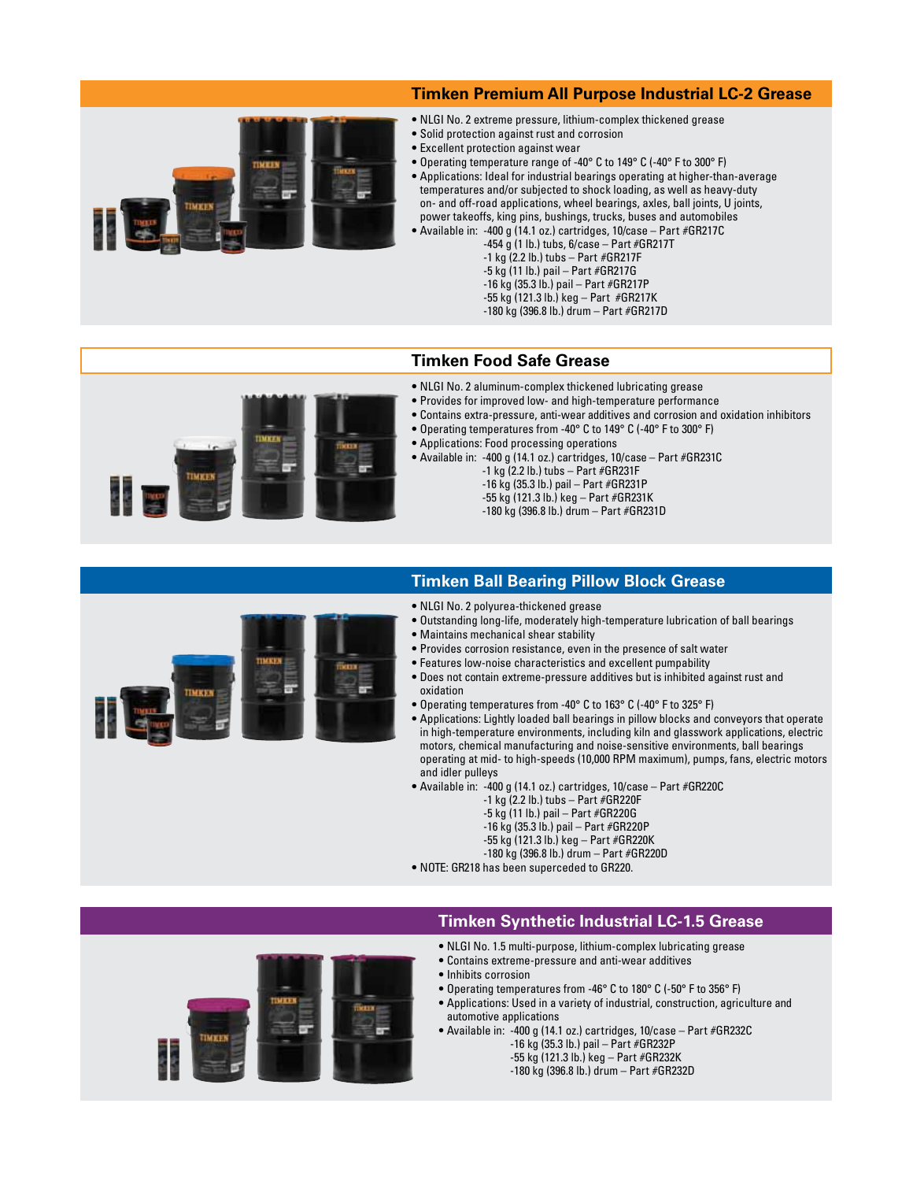## Timken Premium All Purpose Industrial LC-2 Grease

- NLGI No. 2 extreme pressure, lithium-complex thickened grease
- Solid protection against rust and corrosion
- Excellent protection against wear
- Operating temperature range of -40° C to 149° C (-40° F to 300° F)
- Applications: Ideal for industrial bearings operating at higher-than-average temperatures and/or subjected to shock loading, as well as heavy-duty on- and off-road applications, wheel bearings, axles, ball joints, U joints, power takeoffs, king pins, bushings, trucks, buses and automobiles
- Available in: -400 g (14.1 oz.) cartridges, 10/case – Part #GR217C
  - -454 g (1 lb.) tubs, 6/case – Part #GR217T
  - -1 kg (2.2 lb.) tubs – Part #GR217F
  - -5 kg (11 lb.) pail – Part #GR217G
  - -16 kg (35.3 lb.) pail – Part #GR217P
  - -55 kg (121.3 lb.) keg – Part #GR217K
  - -180 kg (396.8 lb.) drum – Part #GR217D

## Timken Food Safe Grease

- NLGI No. 2 aluminum-complex thickened lubricating grease
- Provides for improved low- and high-temperature performance
- Contains extra-pressure, anti-wear additives and corrosion and oxidation inhibitors
- Operating temperatures from -40° C to 149° C (-40° F to 300° F)
- Applications: Food processing operations
- Available in: -400 g (14.1 oz.) cartridges, 10/case – Part #GR231C
  - -1 kg (2.2 lb.) tubs – Part #GR231F
  - -16 kg (35.3 lb.) pail – Part #GR231P
  - -55 kg (121.3 lb.) keg – Part #GR231K
  - -180 kg (396.8 lb.) drum – Part #GR231D

## Timken Ball Bearing Pillow Block Grease

- NLGI No. 2 polyurea-thickened grease
- Outstanding long-life, moderately high-temperature lubrication of ball bearings
- Maintains mechanical shear stability
- Provides corrosion resistance, even in the presence of salt water
- Features low-noise characteristics and excellent pumpability
- Does not contain extreme-pressure additives but is inhibited against rust and oxidation
- Operating temperatures from -40° C to 163° C (-40° F to 325° F)
- Applications: Lightly loaded ball bearings in pillow blocks and conveyors that operate in high-temperature environments, including kiln and glasswork applications, electric motors, chemical manufacturing and noise-sensitive environments, ball bearings operating at mid- to high-speeds (10,000 RPM maximum), pumps, fans, electric motors and idler pulleys
- Available in: -400 g (14.1 oz.) cartridges, 10/case – Part #GR220C
  - -1 kg (2.2 lb.) tubs – Part #GR220F
  - -5 kg (11 lb.) pail – Part #GR220G
  - -16 kg (35.3 lb.) pail – Part #GR220P
  - -55 kg (121.3 lb.) keg – Part #GR220K
  - -180 kg (396.8 lb.) drum – Part #GR220D
- NOTE: GR218 has been superceded to GR220.

## Timken Synthetic Industrial LC-1.5 Grease

- NLGI No. 1.5 multi-purpose, lithium-complex lubricating grease
- Contains extreme-pressure and anti-wear additives
- Inhibits corrosion
- Operating temperatures from -46° C to 180° C (-50° F to 356° F)
- Applications: Used in a variety of industrial, construction, agriculture and automotive applications
- Available in: -400 g (14.1 oz.) cartridges, 10/case – Part #GR232C
  - -16 kg (35.3 lb.) pail – Part #GR232P
  - -55 kg (121.3 lb.) keg – Part #GR232K
  - -180 kg (396.8 lb.) drum – Part #GR232D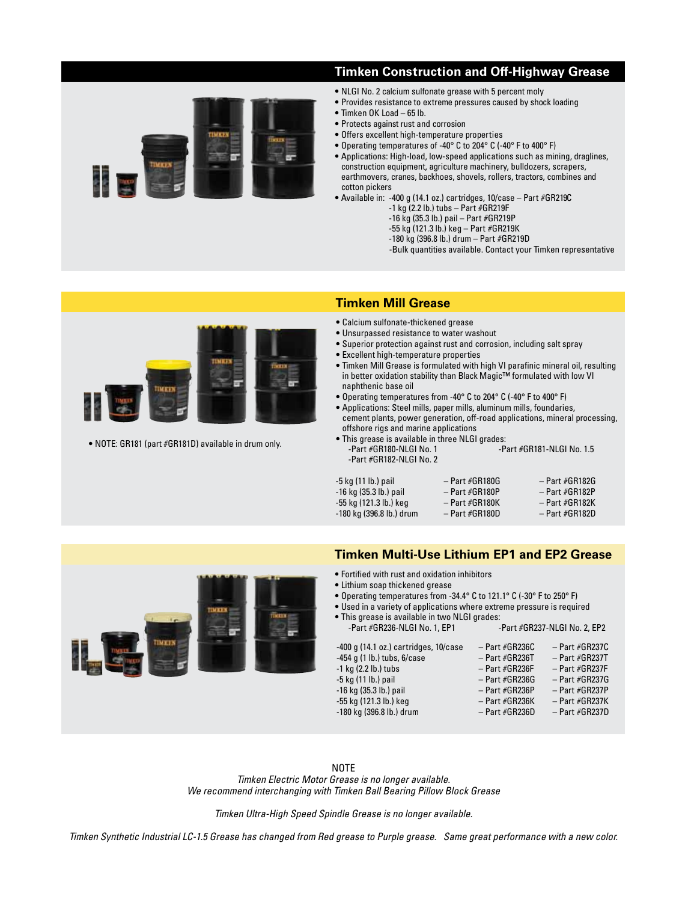## Timken Construction and Off-Highway Grease

- NLGI No. 2 calcium sulfonate grease with 5 percent moly
- Provides resistance to extreme pressures caused by shock loading
- Timken OK Load – 65 lb.
- Protects against rust and corrosion
- Offers excellent high-temperature properties
- Operating temperatures of -40° C to 204° C (-40° F to 400° F)
- Applications: High-load, low-speed applications such as mining, draglines, construction equipment, agriculture machinery, bulldozers, scrapers, earthmovers, cranes, backhoes, shovels, rollers, tractors, combines and cotton pickers
- Available in: -400 g (14.1 oz.) cartridges, 10/case – Part #GR219C
  - -1 kg (2.2 lb.) tubs – Part #GR219F
  - -16 kg (35.3 lb.) pail – Part #GR219P
  - -55 kg (121.3 lb.) keg – Part #GR219K
  - -180 kg (396.8 lb.) drum – Part #GR219D
  - -Bulk quantities available. Contact your Timken representative

## Timken Mill Grease

- Calcium sulfonate-thickened grease
- Unsurpassed resistance to water washout
- Superior protection against rust and corrosion, including salt spray
- Excellent high-temperature properties
- Timken Mill Grease is formulated with high VI parafinic mineral oil, resulting in better oxidation stability than Black Magic™ formulated with low VI naphthenic base oil
- Operating temperatures from -40° C to 204° C (-40° F to 400° F)
- Applications: Steel mills, paper mills, aluminum mills, foundaries, cement plants, power generation, off-road applications, mineral processing, offshore rigs and marine applications
- This grease is available in three NLGI grades:
  - -Part #GR180-NLGI No. 1
  - -Part #GR181-NLGI No. 1.5
  - -Part #GR182-NLGI No. 2

| | | |
|---|---|---|
| -5 kg (11 lb.) pail | – Part #GR180G | – Part #GR182G |
| -16 kg (35.3 lb.) pail | – Part #GR180P | – Part #GR182P |
| -55 kg (121.3 lb.) keg | – Part #GR180K | – Part #GR182K |
| -180 kg (396.8 lb.) drum | – Part #GR180D | – Part #GR182D |

- NOTE: GR181 (part #GR181D) available in drum only.

## Timken Multi-Use Lithium EP1 and EP2 Grease

- Fortified with rust and oxidation inhibitors
- Lithium soap thickened grease
- Operating temperatures from -34.4° C to 121.1° C (-30° F to 250° F)
- Used in a variety of applications where extreme pressure is required
- This grease is available in two NLGI grades:
  - -Part #GR236-NLGI No. 1, EP1
  - -Part #GR237-NLGI No. 2, EP2

| | | |
|---|---|---|
| -400 g (14.1 oz.) cartridges, 10/case | – Part #GR236C | – Part #GR237C |
| -454 g (1 lb.) tubs, 6/case | – Part #GR236T | – Part #GR237T |
| -1 kg (2.2 lb.) tubs | – Part #GR236F | – Part #GR237F |
| -5 kg (11 lb.) pail | – Part #GR236G | – Part #GR237G |
| -16 kg (35.3 lb.) pail | – Part #GR236P | – Part #GR237P |
| -55 kg (121.3 lb.) keg | – Part #GR236K | – Part #GR237K |
| -180 kg (396.8 lb.) drum | – Part #GR236D | – Part #GR237D |

NOTE

*Timken Electric Motor Grease is no longer available.*
*We recommend interchanging with Timken Ball Bearing Pillow Block Grease*

*Timken Ultra-High Speed Spindle Grease is no longer available.*

*Timken Synthetic Industrial LC-1.5 Grease has changed from Red grease to Purple grease. Same great performance with a new color.*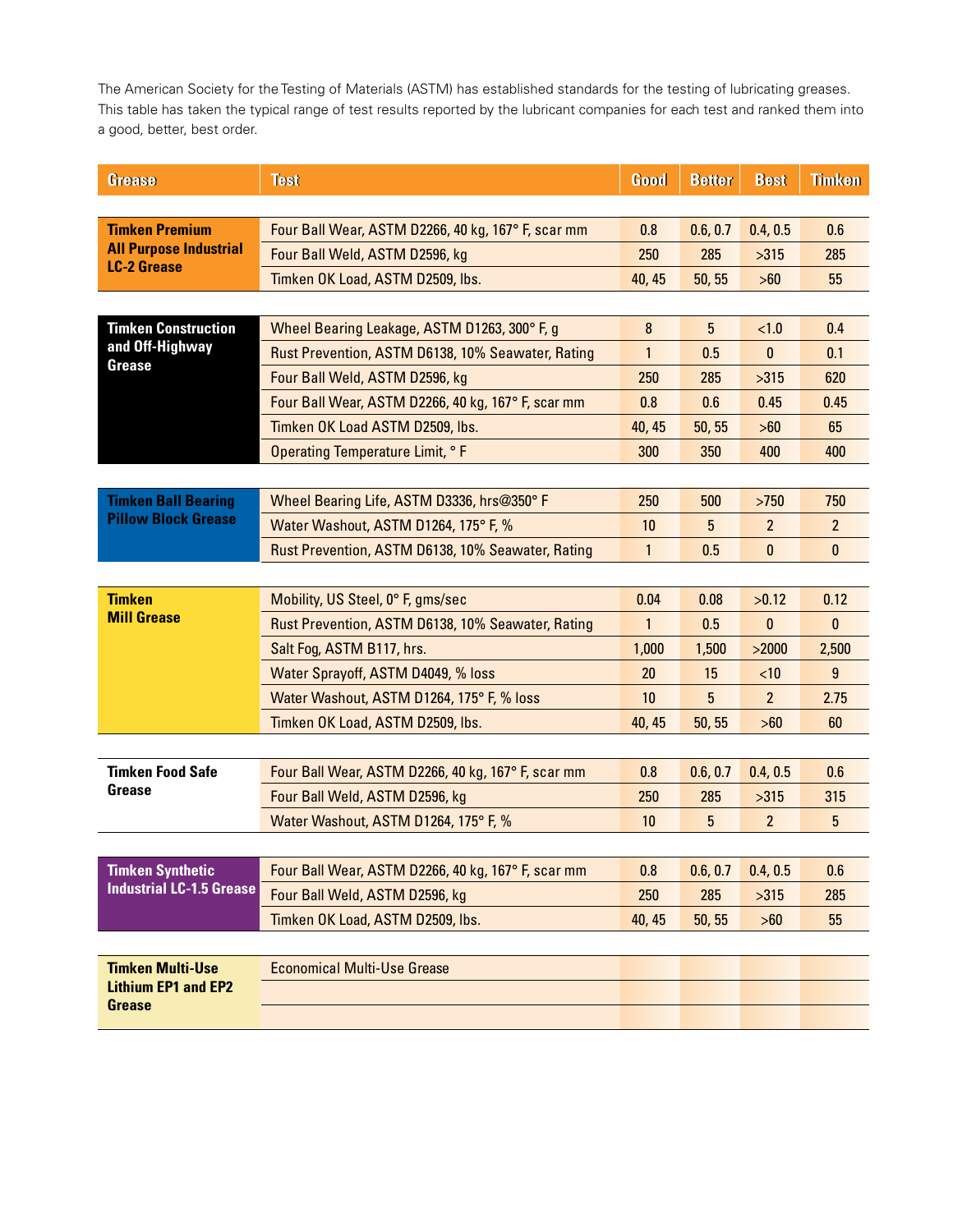The American Society for the Testing of Materials (ASTM) has established standards for the testing of lubricating greases. This table has taken the typical range of test results reported by the lubricant companies for each test and ranked them into a good, better, best order.

| Grease | Test | Good | Better | Best | Timken |
|---|---|---|---|---|---|
| **Timken Premium All Purpose Industrial LC-2 Grease** | Four Ball Wear, ASTM D2266, 40 kg, 167° F, scar mm | 0.8 | 0.6, 0.7 | 0.4, 0.5 | 0.6 |
| | Four Ball Weld, ASTM D2596, kg | 250 | 285 | >315 | 285 |
| | Timken OK Load, ASTM D2509, lbs. | 40, 45 | 50, 55 | >60 | 55 |
| **Timken Construction and Off-Highway Grease** | Wheel Bearing Leakage, ASTM D1263, 300° F, g | 8 | 5 | <1.0 | 0.4 |
| | Rust Prevention, ASTM D6138, 10% Seawater, Rating | 1 | 0.5 | 0 | 0.1 |
| | Four Ball Weld, ASTM D2596, kg | 250 | 285 | >315 | 620 |
| | Four Ball Wear, ASTM D2266, 40 kg, 167° F, scar mm | 0.8 | 0.6 | 0.45 | 0.45 |
| | Timken OK Load ASTM D2509, lbs. | 40, 45 | 50, 55 | >60 | 65 |
| | Operating Temperature Limit, ° F | 300 | 350 | 400 | 400 |
| **Timken Ball Bearing Pillow Block Grease** | Wheel Bearing Life, ASTM D3336, hrs@350° F | 250 | 500 | >750 | 750 |
| | Water Washout, ASTM D1264, 175° F, % | 10 | 5 | 2 | 2 |
| | Rust Prevention, ASTM D6138, 10% Seawater, Rating | 1 | 0.5 | 0 | 0 |
| **Timken Mill Grease** | Mobility, US Steel, 0° F, gms/sec | 0.04 | 0.08 | >0.12 | 0.12 |
| | Rust Prevention, ASTM D6138, 10% Seawater, Rating | 1 | 0.5 | 0 | 0 |
| | Salt Fog, ASTM B117, hrs. | 1,000 | 1,500 | >2000 | 2,500 |
| | Water Sprayoff, ASTM D4049, % loss | 20 | 15 | <10 | 9 |
| | Water Washout, ASTM D1264, 175° F, % loss | 10 | 5 | 2 | 2.75 |
| | Timken OK Load, ASTM D2509, lbs. | 40, 45 | 50, 55 | >60 | 60 |
| **Timken Food Safe Grease** | Four Ball Wear, ASTM D2266, 40 kg, 167° F, scar mm | 0.8 | 0.6, 0.7 | 0.4, 0.5 | 0.6 |
| | Four Ball Weld, ASTM D2596, kg | 250 | 285 | >315 | 315 |
| | Water Washout, ASTM D1264, 175° F, % | 10 | 5 | 2 | 5 |
| **Timken Synthetic Industrial LC-1.5 Grease** | Four Ball Wear, ASTM D2266, 40 kg, 167° F, scar mm | 0.8 | 0.6, 0.7 | 0.4, 0.5 | 0.6 |
| | Four Ball Weld, ASTM D2596, kg | 250 | 285 | >315 | 285 |
| | Timken OK Load, ASTM D2509, lbs. | 40, 45 | 50, 55 | >60 | 55 |
| **Timken Multi-Use Lithium EP1 and EP2 Grease** | Economical Multi-Use Grease | | | | |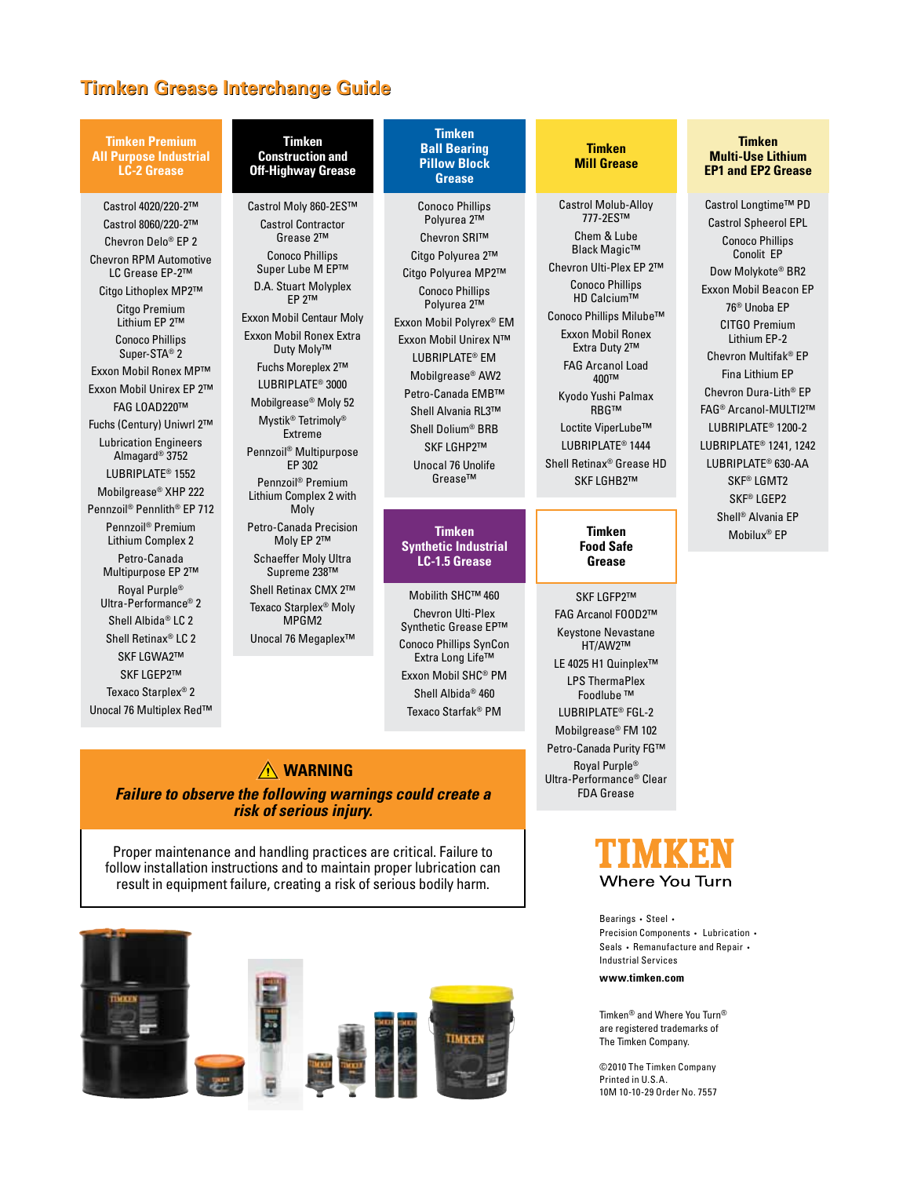# Timken Grease Interchange Guide

## Timken Premium All Purpose Industrial LC-2 Grease

- Castrol 4020/220-2™
- Castrol 8060/220-2™
- Chevron Delo® EP 2
- Chevron RPM Automotive LC Grease EP-2™
- Citgo Lithoplex MP2™
- Citgo Premium Lithium EP 2™
- Conoco Phillips Super-STA® 2
- Exxon Mobil Ronex MP™
- Exxon Mobil Unirex EP 2™
- FAG LOAD220™
- Fuchs (Century) Uniwrl 2™
- Lubrication Engineers Almagard® 3752
- LUBRIPLATE® 1552
- Mobilgrease® XHP 222
- Pennzoil® Pennlith® EP 712
- Pennzoil® Premium Lithium Complex 2
- Petro-Canada Multipurpose EP 2™
- Royal Purple® Ultra-Performance® 2
- Shell Albida® LC 2
- Shell Retinax® LC 2
- SKF LGWA2™
- SKF LGEP2™
- Texaco Starplex® 2
- Unocal 76 Multiplex Red™

## Timken Construction and Off-Highway Grease

- Castrol Moly 860-2ES™
- Castrol Contractor Grease 2™
- Conoco Phillips Super Lube M EP™
- D.A. Stuart Molyplex EP 2™
- Exxon Mobil Centaur Moly
- Exxon Mobil Ronex Extra Duty Moly™
- Fuchs Moreplex 2™
- LUBRIPLATE® 3000
- Mobilgrease® Moly 52
- Mystik® Tetrimoly® Extreme
- Pennzoil® Multipurpose EP 302
- Pennzoil® Premium Lithium Complex 2 with Moly
- Petro-Canada Precision Moly EP 2™
- Schaeffer Moly Ultra Supreme 238™
- Shell Retinax CMX 2™
- Texaco Starplex® Moly MPGM2
- Unocal 76 Megaplex™

## Timken Ball Bearing Pillow Block Grease

- Conoco Phillips Polyurea 2™
- Chevron SRI™
- Citgo Polyurea 2™
- Citgo Polyurea MP2™
- Conoco Phillips Polyurea 2™
- Exxon Mobil Polyrex® EM
- Exxon Mobil Unirex N™
- LUBRIPLATE® EM
- Mobilgrease® AW2
- Petro-Canada EMB™
- Shell Alvania RL3™
- Shell Dolium® BRB
- SKF LGHP2™
- Unocal 76 Unolife Grease™

## Timken Synthetic Industrial LC-1.5 Grease

- Mobilith SHC™ 460
- Chevron Ulti-Plex Synthetic Grease EP™
- Conoco Phillips SynCon Extra Long Life™
- Exxon Mobil SHC® PM
- Shell Albida® 460
- Texaco Starfak® PM

## Timken Mill Grease

- Castrol Molub-Alloy 777-2ES™
- Chem & Lube Black Magic™
- Chevron Ulti-Plex EP 2™
- Conoco Phillips HD Calcium™
- Conoco Phillips Milube™
- Exxon Mobil Ronex Extra Duty 2™
- FAG Arcanol Load 400™
- Kyodo Yushi Palmax RBG™
- Loctite ViperLube™
- LUBRIPLATE® 1444
- Shell Retinax® Grease HD
- SKF LGHB2™

## Timken Food Safe Grease

- SKF LGFP2™
- FAG Arcanol FOOD2™
- Keystone Nevastane HT/AW2™
- LE 4025 H1 Quinplex™
- LPS ThermaPlex Foodlube ™
- LUBRIPLATE® FGL-2
- Mobilgrease® FM 102
- Petro-Canada Purity FG™
- Royal Purple® Ultra-Performance® Clear FDA Grease

## Timken Multi-Use Lithium EP1 and EP2 Grease

- Castrol Longtime™ PD
- Castrol Spheerol EPL
- Conoco Phillips Conolit EP
- Dow Molykote® BR2
- Exxon Mobil Beacon EP
- 76® Unoba EP
- CITGO Premium Lithium EP-2
- Chevron Multifak® EP
- Fina Lithium EP
- Chevron Dura-Lith® EP
- FAG® Arcanol-MULTI2™
- LUBRIPLATE® 1200-2
- LUBRIPLATE® 1241, 1242
- LUBRIPLATE® 630-AA
- SKF® LGMT2
- SKF® LGEP2
- Shell® Alvania EP
- Mobilux® EP

## ⚠ WARNING

***Failure to observe the following warnings could create a risk of serious injury.***

Proper maintenance and handling practices are critical. Failure to follow installation instructions and to maintain proper lubrication can result in equipment failure, creating a risk of serious bodily harm.

**TIMKEN**
Where You Turn

Bearings • Steel • Precision Components • Lubrication • Seals • Remanufacture and Repair • Industrial Services

**www.timken.com**

Timken® and Where You Turn® are registered trademarks of The Timken Company.

©2010 The Timken Company
Printed in U.S.A.
10M 10-10-29 Order No. 7557